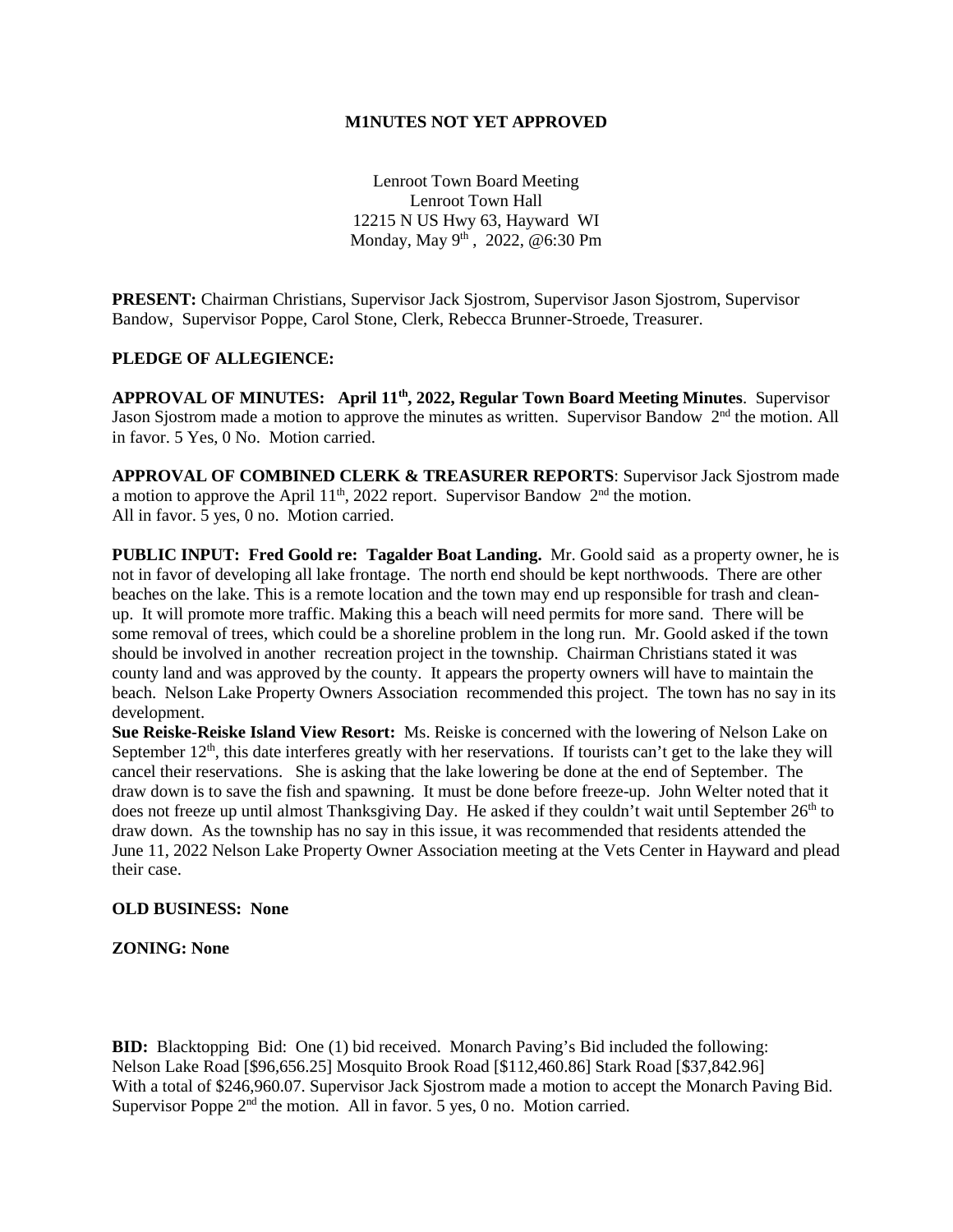**M1NUTES NOT YET APPROVED**

Lenroot Town Board Meeting
Lenroot Town Hall
12215 N US Hwy 63, Hayward WI
Monday, May 9th , 2022, @6:30 Pm

**PRESENT:** Chairman Christians, Supervisor Jack Sjostrom, Supervisor Jason Sjostrom, Supervisor Bandow, Supervisor Poppe, Carol Stone, Clerk, Rebecca Brunner-Stroede, Treasurer.

**PLEDGE OF ALLEGIENCE:**

**APPROVAL OF MINUTES: April 11th, 2022, Regular Town Board Meeting Minutes**. Supervisor Jason Sjostrom made a motion to approve the minutes as written. Supervisor Bandow 2nd the motion. All in favor. 5 Yes, 0 No. Motion carried.

**APPROVAL OF COMBINED CLERK & TREASURER REPORTS**: Supervisor Jack Sjostrom made a motion to approve the April 11th, 2022 report. Supervisor Bandow 2nd the motion. All in favor. 5 yes, 0 no. Motion carried.

**PUBLIC INPUT: Fred Goold re: Tagalder Boat Landing.** Mr. Goold said as a property owner, he is not in favor of developing all lake frontage. The north end should be kept northwoods. There are other beaches on the lake. This is a remote location and the town may end up responsible for trash and clean-up. It will promote more traffic. Making this a beach will need permits for more sand. There will be some removal of trees, which could be a shoreline problem in the long run. Mr. Goold asked if the town should be involved in another recreation project in the township. Chairman Christians stated it was county land and was approved by the county. It appears the property owners will have to maintain the beach. Nelson Lake Property Owners Association recommended this project. The town has no say in its development.
**Sue Reiske-Reiske Island View Resort:** Ms. Reiske is concerned with the lowering of Nelson Lake on September 12th, this date interferes greatly with her reservations. If tourists can't get to the lake they will cancel their reservations. She is asking that the lake lowering be done at the end of September. The draw down is to save the fish and spawning. It must be done before freeze-up. John Welter noted that it does not freeze up until almost Thanksgiving Day. He asked if they couldn't wait until September 26th to draw down. As the township has no say in this issue, it was recommended that residents attended the June 11, 2022 Nelson Lake Property Owner Association meeting at the Vets Center in Hayward and plead their case.

**OLD BUSINESS: None**

**ZONING: None**

**BID:** Blacktopping Bid: One (1) bid received. Monarch Paving's Bid included the following:
Nelson Lake Road [$96,656.25] Mosquito Brook Road [$112,460.86] Stark Road [$37,842.96]
With a total of $246,960.07. Supervisor Jack Sjostrom made a motion to accept the Monarch Paving Bid. Supervisor Poppe 2nd the motion. All in favor. 5 yes, 0 no. Motion carried.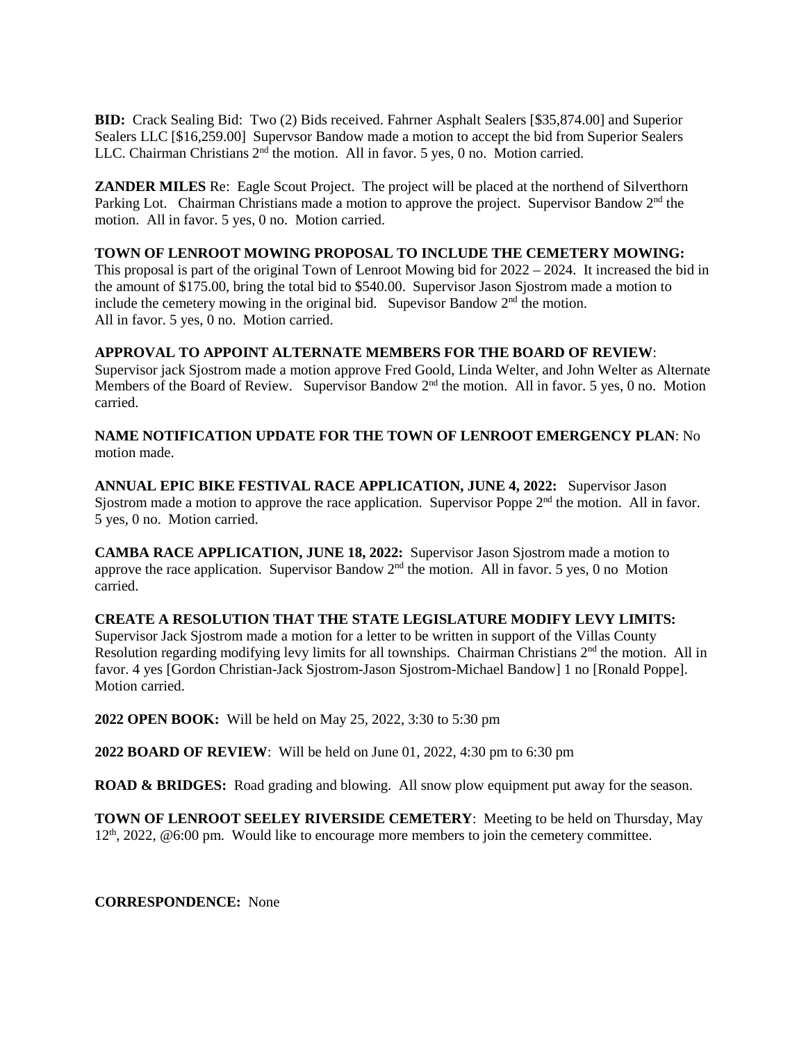**BID:** Crack Sealing Bid: Two (2) Bids received. Fahrner Asphalt Sealers [$35,874.00] and Superior Sealers LLC [$16,259.00] Supervsor Bandow made a motion to accept the bid from Superior Sealers LLC. Chairman Christians 2nd the motion. All in favor. 5 yes, 0 no. Motion carried.

**ZANDER MILES** Re: Eagle Scout Project. The project will be placed at the northend of Silverthorn Parking Lot. Chairman Christians made a motion to approve the project. Supervisor Bandow 2nd the motion. All in favor. 5 yes, 0 no. Motion carried.

**TOWN OF LENROOT MOWING PROPOSAL TO INCLUDE THE CEMETERY MOWING:** This proposal is part of the original Town of Lenroot Mowing bid for 2022 – 2024. It increased the bid in the amount of $175.00, bring the total bid to $540.00. Supervisor Jason Sjostrom made a motion to include the cemetery mowing in the original bid. Supevisor Bandow 2nd the motion. All in favor. 5 yes, 0 no. Motion carried.

**APPROVAL TO APPOINT ALTERNATE MEMBERS FOR THE BOARD OF REVIEW**: Supervisor jack Sjostrom made a motion approve Fred Goold, Linda Welter, and John Welter as Alternate Members of the Board of Review. Supervisor Bandow 2nd the motion. All in favor. 5 yes, 0 no. Motion carried.

**NAME NOTIFICATION UPDATE FOR THE TOWN OF LENROOT EMERGENCY PLAN**: No motion made.

**ANNUAL EPIC BIKE FESTIVAL RACE APPLICATION, JUNE 4, 2022:** Supervisor Jason Sjostrom made a motion to approve the race application. Supervisor Poppe 2nd the motion. All in favor. 5 yes, 0 no. Motion carried.

**CAMBA RACE APPLICATION, JUNE 18, 2022:** Supervisor Jason Sjostrom made a motion to approve the race application. Supervisor Bandow 2nd the motion. All in favor. 5 yes, 0 no Motion carried.

**CREATE A RESOLUTION THAT THE STATE LEGISLATURE MODIFY LEVY LIMITS:** Supervisor Jack Sjostrom made a motion for a letter to be written in support of the Villas County Resolution regarding modifying levy limits for all townships. Chairman Christians 2nd the motion. All in favor. 4 yes [Gordon Christian-Jack Sjostrom-Jason Sjostrom-Michael Bandow] 1 no [Ronald Poppe]. Motion carried.

**2022 OPEN BOOK:** Will be held on May 25, 2022, 3:30 to 5:30 pm

**2022 BOARD OF REVIEW**: Will be held on June 01, 2022, 4:30 pm to 6:30 pm

**ROAD & BRIDGES:** Road grading and blowing. All snow plow equipment put away for the season.

**TOWN OF LENROOT SEELEY RIVERSIDE CEMETERY**: Meeting to be held on Thursday, May 12th, 2022, @6:00 pm. Would like to encourage more members to join the cemetery committee.

**CORRESPONDENCE:** None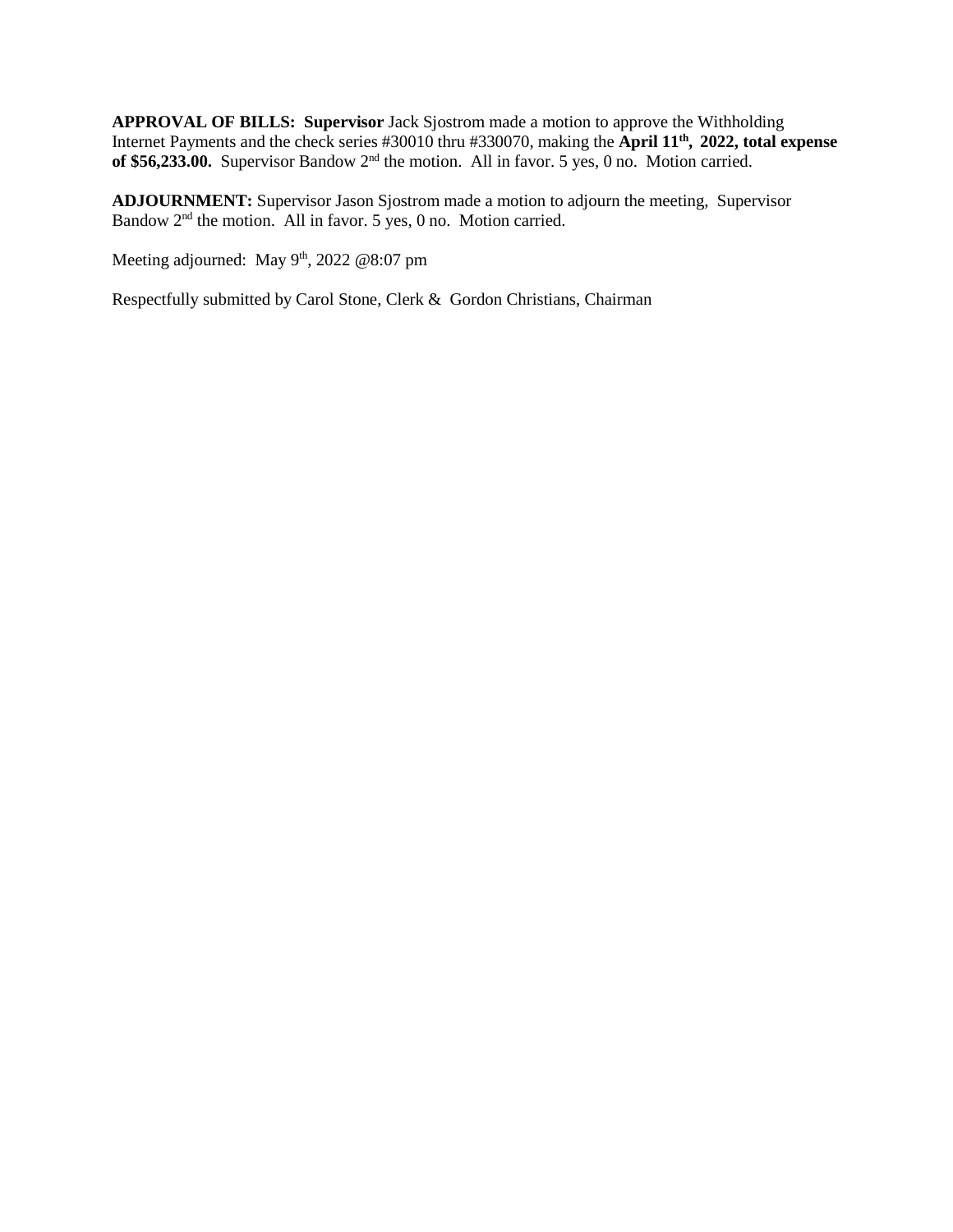**APPROVAL OF BILLS: Supervisor** Jack Sjostrom made a motion to approve the Withholding Internet Payments and the check series #30010 thru #330070, making the **April 11th, 2022, total expense of $56,233.00.** Supervisor Bandow 2nd the motion. All in favor. 5 yes, 0 no. Motion carried.

**ADJOURNMENT:** Supervisor Jason Sjostrom made a motion to adjourn the meeting, Supervisor Bandow 2nd the motion. All in favor. 5 yes, 0 no. Motion carried.

Meeting adjourned: May 9th, 2022 @8:07 pm

Respectfully submitted by Carol Stone, Clerk & Gordon Christians, Chairman